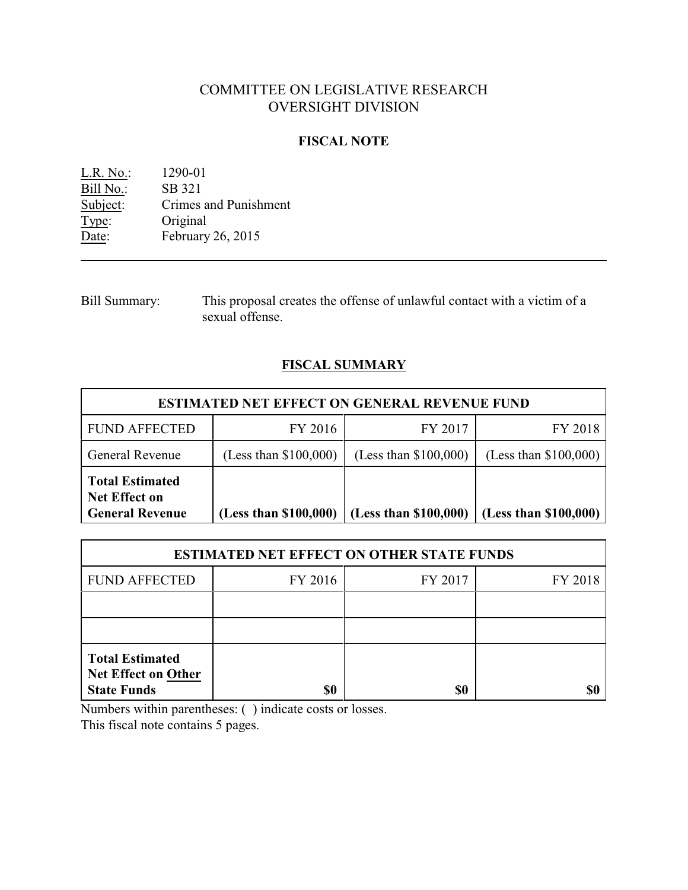# COMMITTEE ON LEGISLATIVE RESEARCH
# OVERSIGHT DIVISION

## FISCAL NOTE

L.R. No.: 1290-01
Bill No.: SB 321
Subject: Crimes and Punishment
Type: Original
Date: February 26, 2015

---

Bill Summary: This proposal creates the offense of unlawful contact with a victim of a sexual offense.

## FISCAL SUMMARY

| ESTIMATED NET EFFECT ON GENERAL REVENUE FUND | | | |
|---|---|---|---|
| FUND AFFECTED | FY 2016 | FY 2017 | FY 2018 |
| General Revenue | (Less than $100,000) | (Less than $100,000) | (Less than $100,000) |
| **Total Estimated Net Effect on General Revenue** | **(Less than $100,000)** | **(Less than $100,000)** | **(Less than $100,000)** |

| ESTIMATED NET EFFECT ON OTHER STATE FUNDS | | | |
|---|---|---|---|
| FUND AFFECTED | FY 2016 | FY 2017 | FY 2018 |
| | | | |
| | | | |
| **Total Estimated Net Effect on Other State Funds** | **$0** | **$0** | **$0** |

Numbers within parentheses: ( ) indicate costs or losses.
This fiscal note contains 5 pages.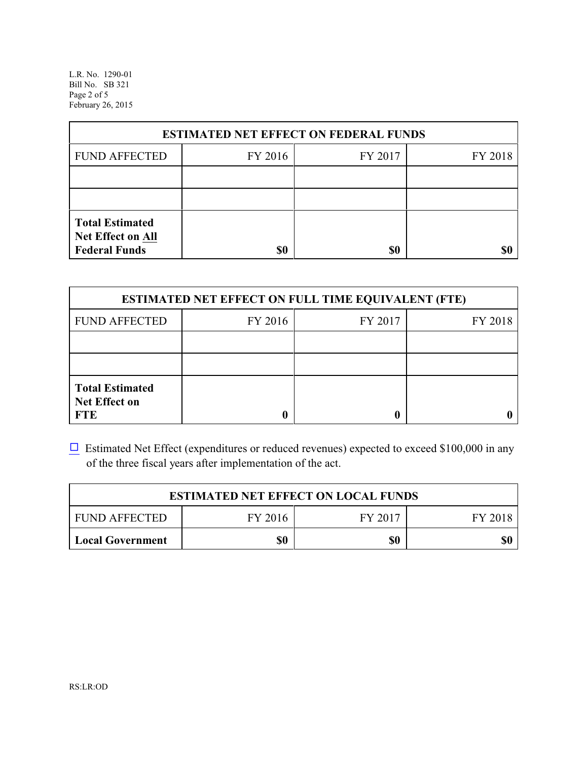| ESTIMATED NET EFFECT ON FEDERAL FUNDS | | | |
|---|---|---|---|
| FUND AFFECTED | FY 2016 | FY 2017 | FY 2018 |
| | | | |
| | | | |
| **Total Estimated Net Effect on All Federal Funds** | **$0** | **$0** | **$0** |

| ESTIMATED NET EFFECT ON FULL TIME EQUIVALENT (FTE) | | | |
|---|---|---|---|
| FUND AFFECTED | FY 2016 | FY 2017 | FY 2018 |
| | | | |
| | | | |
| **Total Estimated Net Effect on FTE** | **0** | **0** | **0** |

☐ Estimated Net Effect (expenditures or reduced revenues) expected to exceed $100,000 in any of the three fiscal years after implementation of the act.

| ESTIMATED NET EFFECT ON LOCAL FUNDS | | | |
|---|---|---|---|
| FUND AFFECTED | FY 2016 | FY 2017 | FY 2018 |
| **Local Government** | **$0** | **$0** | **$0** |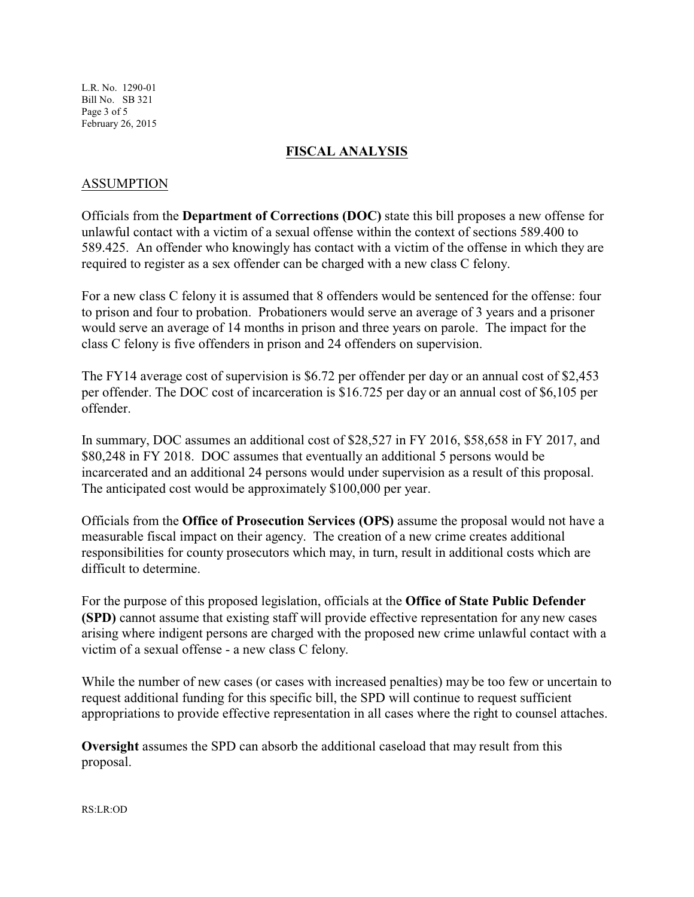## FISCAL ANALYSIS

### ASSUMPTION

Officials from the **Department of Corrections (DOC)** state this bill proposes a new offense for unlawful contact with a victim of a sexual offense within the context of sections 589.400 to 589.425. An offender who knowingly has contact with a victim of the offense in which they are required to register as a sex offender can be charged with a new class C felony.

For a new class C felony it is assumed that 8 offenders would be sentenced for the offense: four to prison and four to probation. Probationers would serve an average of 3 years and a prisoner would serve an average of 14 months in prison and three years on parole. The impact for the class C felony is five offenders in prison and 24 offenders on supervision.

The FY14 average cost of supervision is $6.72 per offender per day or an annual cost of $2,453 per offender. The DOC cost of incarceration is $16.725 per day or an annual cost of $6,105 per offender.

In summary, DOC assumes an additional cost of $28,527 in FY 2016, $58,658 in FY 2017, and $80,248 in FY 2018. DOC assumes that eventually an additional 5 persons would be incarcerated and an additional 24 persons would under supervision as a result of this proposal. The anticipated cost would be approximately $100,000 per year.

Officials from the **Office of Prosecution Services (OPS)** assume the proposal would not have a measurable fiscal impact on their agency. The creation of a new crime creates additional responsibilities for county prosecutors which may, in turn, result in additional costs which are difficult to determine.

For the purpose of this proposed legislation, officials at the **Office of State Public Defender (SPD)** cannot assume that existing staff will provide effective representation for any new cases arising where indigent persons are charged with the proposed new crime unlawful contact with a victim of a sexual offense - a new class C felony.

While the number of new cases (or cases with increased penalties) may be too few or uncertain to request additional funding for this specific bill, the SPD will continue to request sufficient appropriations to provide effective representation in all cases where the right to counsel attaches.

**Oversight** assumes the SPD can absorb the additional caseload that may result from this proposal.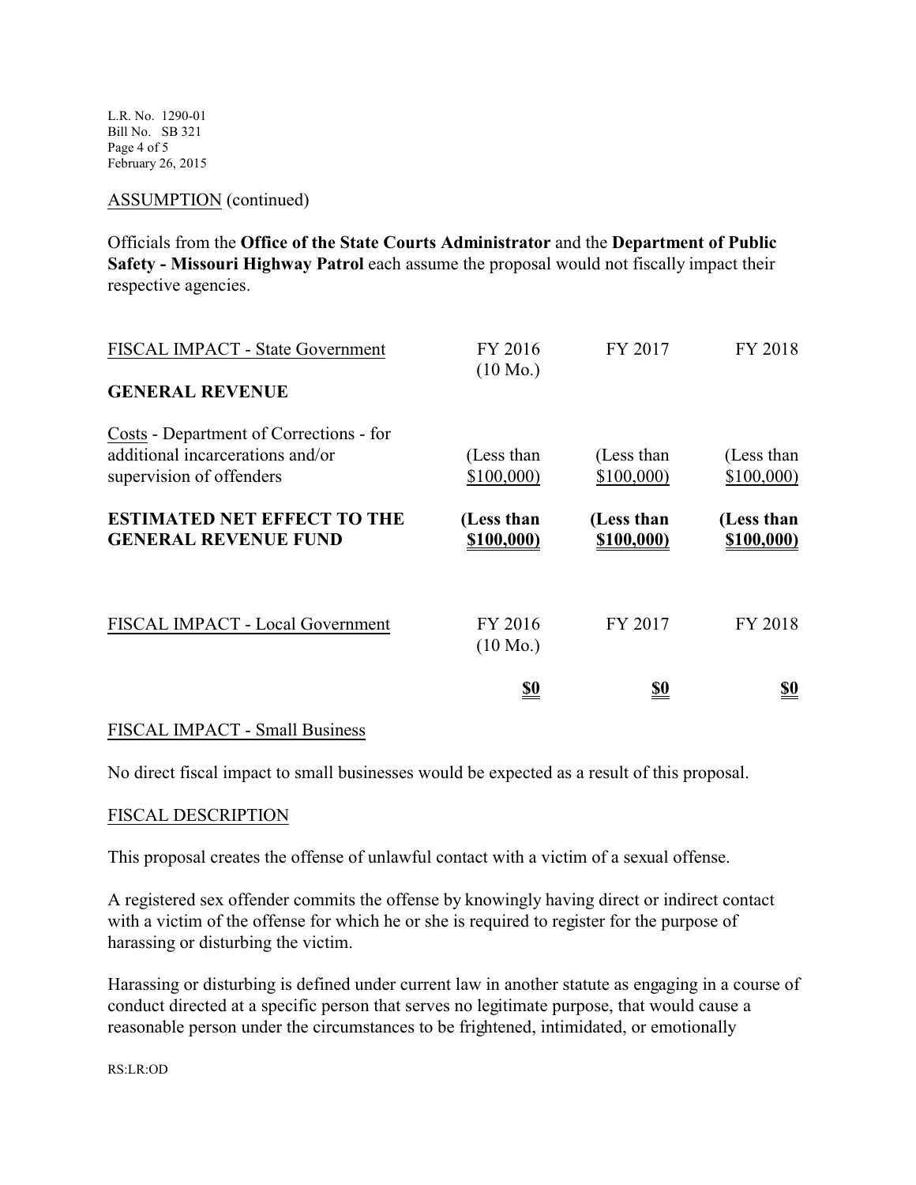ASSUMPTION (continued)

Officials from the **Office of the State Courts Administrator** and the **Department of Public Safety - Missouri Highway Patrol** each assume the proposal would not fiscally impact their respective agencies.

| FISCAL IMPACT - State Government | FY 2016 (10 Mo.) | FY 2017 | FY 2018 |
|---|---|---|---|
| **GENERAL REVENUE** | | | |
| Costs - Department of Corrections - for additional incarcerations and/or supervision of offenders | (Less than $100,000) | (Less than $100,000) | (Less than $100,000) |
| **ESTIMATED NET EFFECT TO THE GENERAL REVENUE FUND** | **(Less than $100,000)** | **(Less than $100,000)** | **(Less than $100,000)** |

| FISCAL IMPACT - Local Government | FY 2016 (10 Mo.) | FY 2017 | FY 2018 |
|---|---|---|---|
| | **$0** | **$0** | **$0** |

FISCAL IMPACT - Small Business

No direct fiscal impact to small businesses would be expected as a result of this proposal.

FISCAL DESCRIPTION

This proposal creates the offense of unlawful contact with a victim of a sexual offense.

A registered sex offender commits the offense by knowingly having direct or indirect contact with a victim of the offense for which he or she is required to register for the purpose of harassing or disturbing the victim.

Harassing or disturbing is defined under current law in another statute as engaging in a course of conduct directed at a specific person that serves no legitimate purpose, that would cause a reasonable person under the circumstances to be frightened, intimidated, or emotionally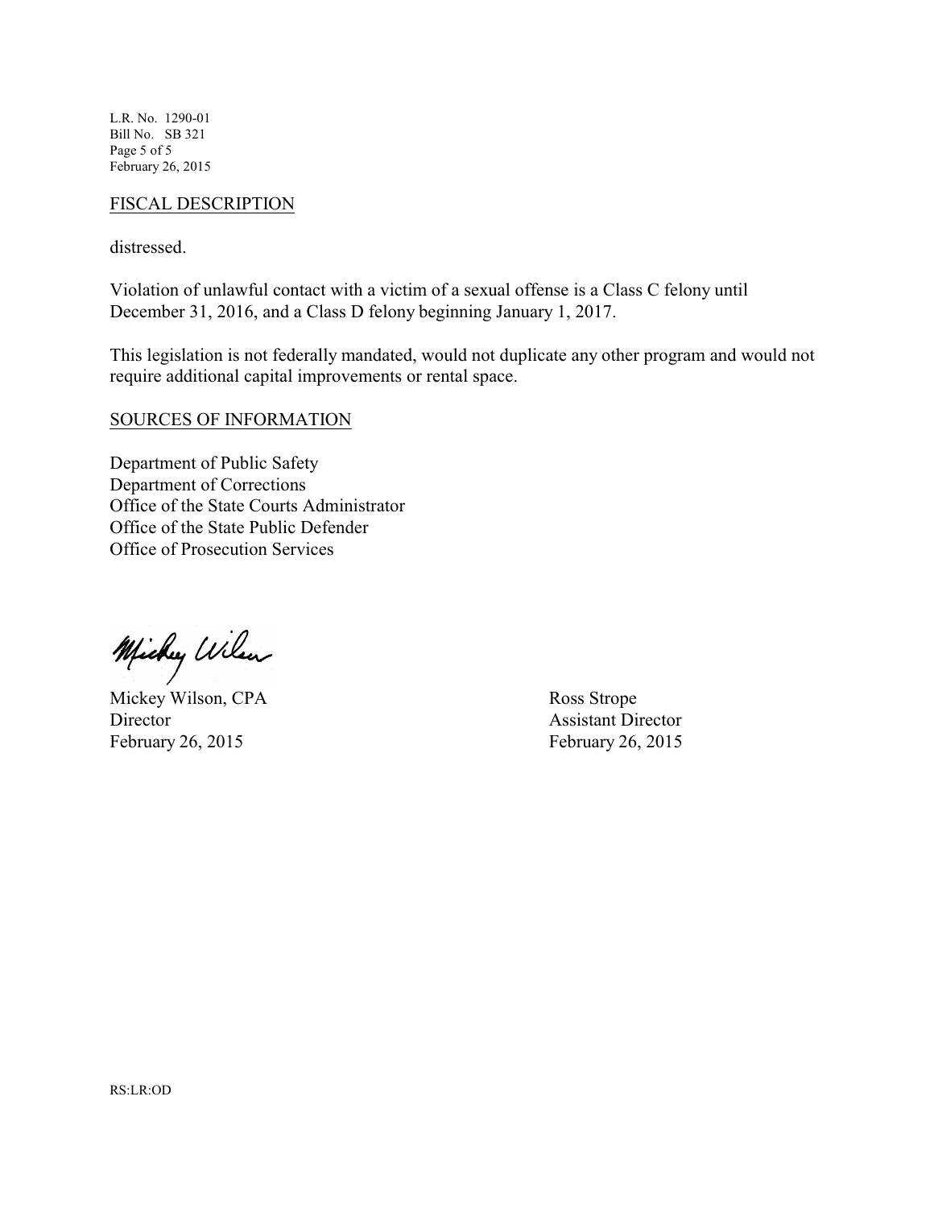## FISCAL DESCRIPTION

distressed.

Violation of unlawful contact with a victim of a sexual offense is a Class C felony until December 31, 2016, and a Class D felony beginning January 1, 2017.

This legislation is not federally mandated, would not duplicate any other program and would not require additional capital improvements or rental space.

## SOURCES OF INFORMATION

Department of Public Safety
Department of Corrections
Office of the State Courts Administrator
Office of the State Public Defender
Office of Prosecution Services

Mickey Wilson, CPA
Director
February 26, 2015

Ross Strope
Assistant Director
February 26, 2015

RS:LR:OD